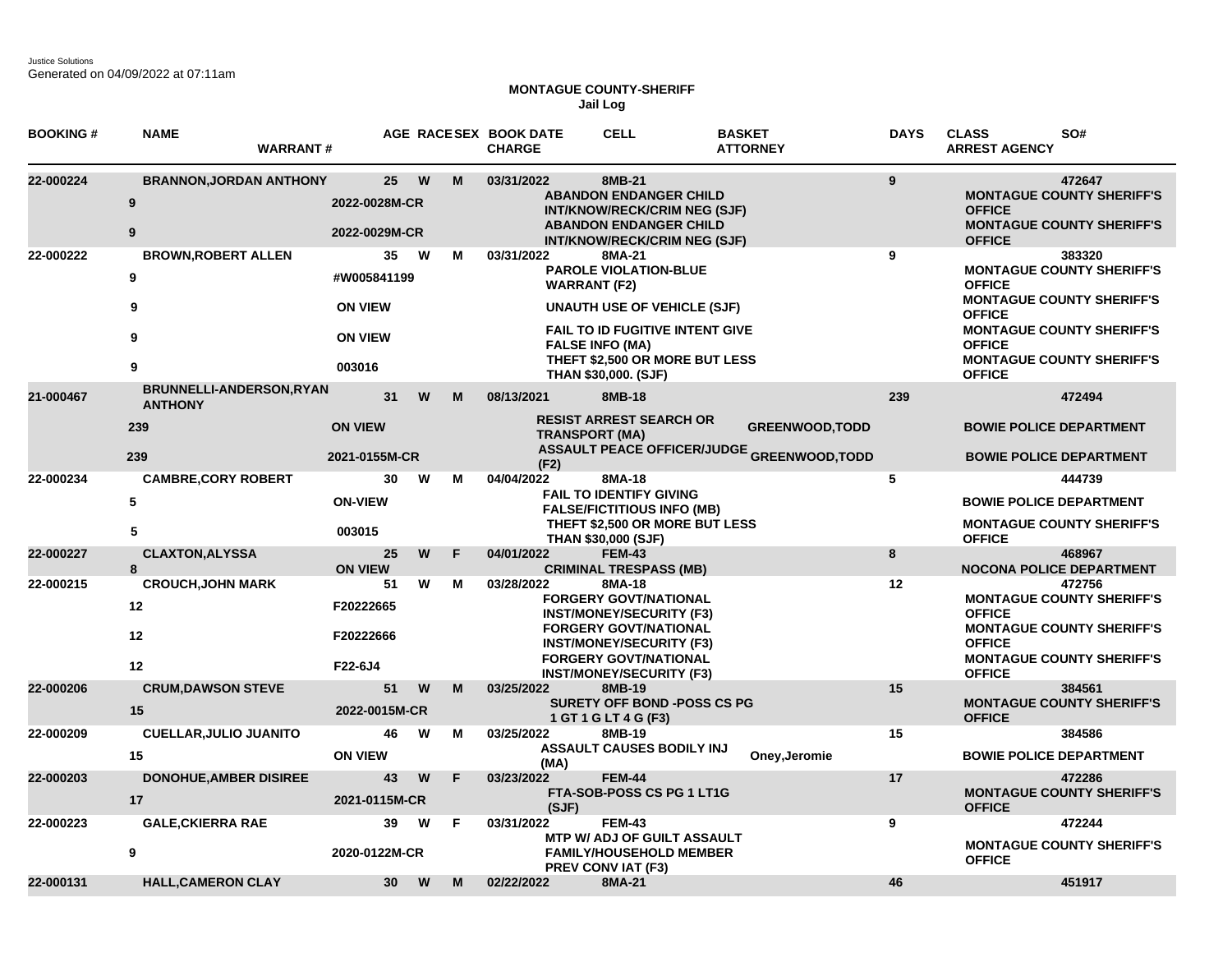Justice Solutions
Generated on 04/09/2022 at 07:11am

**MONTAGUE COUNTY-SHERIFF**
**Jail Log**

| BOOKING # | NAME / WARRANT # | AGE | RACE | SEX | BOOK DATE / CHARGE | CELL | BASKET / ATTORNEY | DAYS | CLASS / ARREST AGENCY | SO# |
|---|---|---|---|---|---|---|---|---|---|---|
| 22-000224 | BRANNON,JORDAN ANTHONY | 25 | W | M | 03/31/2022 | 8MB-21 | | 9 | | 472647 |
| | 9 / 2022-0028M-CR | | | | ABANDON ENDANGER CHILD INT/KNOW/RECK/CRIM NEG (SJF) | | | | MONTAGUE COUNTY SHERIFF'S OFFICE | |
| | 9 / 2022-0029M-CR | | | | ABANDON ENDANGER CHILD INT/KNOW/RECK/CRIM NEG (SJF) | | | | MONTAGUE COUNTY SHERIFF'S OFFICE | |
| 22-000222 | BROWN,ROBERT ALLEN | 35 | W | M | 03/31/2022 | 8MA-21 | | 9 | | 383320 |
| | 9 / #W005841199 | | | | PAROLE VIOLATION-BLUE WARRANT (F2) | | | | MONTAGUE COUNTY SHERIFF'S OFFICE | |
| | 9 / ON VIEW | | | | UNAUTH USE OF VEHICLE (SJF) | | | | MONTAGUE COUNTY SHERIFF'S OFFICE | |
| | 9 / ON VIEW | | | | FAIL TO ID FUGITIVE INTENT GIVE FALSE INFO (MA) | | | | MONTAGUE COUNTY SHERIFF'S OFFICE | |
| | 9 / 003016 | | | | THEFT $2,500 OR MORE BUT LESS THAN $30,000. (SJF) | | | | MONTAGUE COUNTY SHERIFF'S OFFICE | |
| 21-000467 | BRUNNELLI-ANDERSON,RYAN ANTHONY | 31 | W | M | 08/13/2021 | 8MB-18 | | 239 | | 472494 |
| | 239 / ON VIEW | | | | RESIST ARREST SEARCH OR TRANSPORT (MA) | | GREENWOOD,TODD | | BOWIE POLICE DEPARTMENT | |
| | 239 / 2021-0155M-CR | | | | ASSAULT PEACE OFFICER/JUDGE (F2) | | GREENWOOD,TODD | | BOWIE POLICE DEPARTMENT | |
| 22-000234 | CAMBRE,CORY ROBERT | 30 | W | M | 04/04/2022 | 8MA-18 | | 5 | | 444739 |
| | 5 / ON-VIEW | | | | FAIL TO IDENTIFY GIVING FALSE/FICTITIOUS INFO (MB) | | | | BOWIE POLICE DEPARTMENT | |
| | 5 / 003015 | | | | THEFT $2,500 OR MORE BUT LESS THAN $30,000 (SJF) | | | | MONTAGUE COUNTY SHERIFF'S OFFICE | |
| 22-000227 | CLAXTON,ALYSSA | 25 | W | F | 04/01/2022 | FEM-43 | | 8 | | 468967 |
| | 8 / ON VIEW | | | | CRIMINAL TRESPASS (MB) | | | | NOCONA POLICE DEPARTMENT | |
| 22-000215 | CROUCH,JOHN MARK | 51 | W | M | 03/28/2022 | 8MA-18 | | 12 | | 472756 |
| | 12 / F20222665 | | | | FORGERY GOVT/NATIONAL INST/MONEY/SECURITY (F3) | | | | MONTAGUE COUNTY SHERIFF'S OFFICE | |
| | 12 / F20222666 | | | | FORGERY GOVT/NATIONAL INST/MONEY/SECURITY (F3) | | | | MONTAGUE COUNTY SHERIFF'S OFFICE | |
| | 12 / F22-6J4 | | | | FORGERY GOVT/NATIONAL INST/MONEY/SECURITY (F3) | | | | MONTAGUE COUNTY SHERIFF'S OFFICE | |
| 22-000206 | CRUM,DAWSON STEVE | 51 | W | M | 03/25/2022 | 8MB-19 | | 15 | | 384561 |
| | 15 / 2022-0015M-CR | | | | SURETY OFF BOND -POSS CS PG 1 GT 1 G LT 4 G (F3) | | | | MONTAGUE COUNTY SHERIFF'S OFFICE | |
| 22-000209 | CUELLAR,JULIO JUANITO | 46 | W | M | 03/25/2022 | 8MB-19 | | 15 | | 384586 |
| | 15 / ON VIEW | | | | ASSAULT CAUSES BODILY INJ (MA) | | Oney,Jeromie | | BOWIE POLICE DEPARTMENT | |
| 22-000203 | DONOHUE,AMBER DISIREE | 43 | W | F | 03/23/2022 | FEM-44 | | 17 | | 472286 |
| | 17 / 2021-0115M-CR | | | | FTA-SOB-POSS CS PG 1 LT1G (SJF) | | | | MONTAGUE COUNTY SHERIFF'S OFFICE | |
| 22-000223 | GALE,CKIERRA RAE | 39 | W | F | 03/31/2022 | FEM-43 | | 9 | | 472244 |
| | 9 / 2020-0122M-CR | | | | MTP W/ ADJ OF GUILT ASSAULT FAMILY/HOUSEHOLD MEMBER PREV CONV IAT (F3) | | | | MONTAGUE COUNTY SHERIFF'S OFFICE | |
| 22-000131 | HALL,CAMERON CLAY | 30 | W | M | 02/22/2022 | 8MA-21 | | 46 | | 451917 |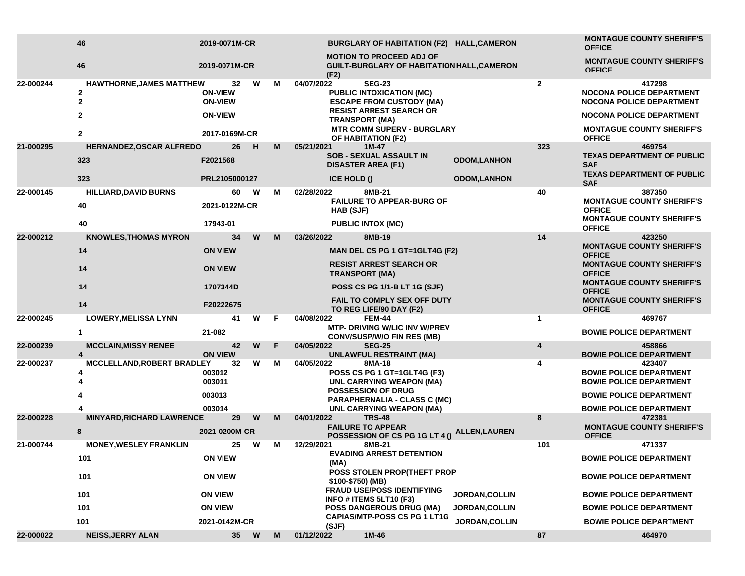| | | | | | | | | | | |
|---|---|---|---|---|---|---|---|---|---|---|
| | 46 | 2019-0071M-CR | | | | | BURGLARY OF HABITATION (F2) | HALL,CAMERON | | MONTAGUE COUNTY SHERIFF'S OFFICE |
| | 46 | 2019-0071M-CR | | | | | MOTION TO PROCEED ADJ OF GUILT-BURGLARY OF HABITATION (F2) | HALL,CAMERON | | MONTAGUE COUNTY SHERIFF'S OFFICE |
| 22-000244 | HAWTHORNE,JAMES MATTHEW | 32 | W | M | 04/07/2022 | SEG-23 | | | 2 | 417298 |
| | 2 | ON-VIEW | | | | | PUBLIC INTOXICATION (MC) | | | NOCONA POLICE DEPARTMENT |
| | 2 | ON-VIEW | | | | | ESCAPE FROM CUSTODY (MA) | | | NOCONA POLICE DEPARTMENT |
| | 2 | ON-VIEW | | | | | RESIST ARREST SEARCH OR TRANSPORT (MA) | | | NOCONA POLICE DEPARTMENT |
| | 2 | 2017-0169M-CR | | | | | MTR COMM SUPERV - BURGLARY OF HABITATION (F2) | | | MONTAGUE COUNTY SHERIFF'S OFFICE |
| 21-000295 | HERNANDEZ,OSCAR ALFREDO | 26 | H | M | 05/21/2021 | 1M-47 | | | 323 | 469754 |
| | 323 | F2021568 | | | | | SOB - SEXUAL ASSAULT IN DISASTER AREA (F1) | ODOM,LANHON | | TEXAS DEPARTMENT OF PUBLIC SAF |
| | 323 | PRL2105000127 | | | | | ICE HOLD () | ODOM,LANHON | | TEXAS DEPARTMENT OF PUBLIC SAF |
| 22-000145 | HILLIARD,DAVID BURNS | 60 | W | M | 02/28/2022 | 8MB-21 | | | 40 | 387350 |
| | 40 | 2021-0122M-CR | | | | | FAILURE TO APPEAR-BURG OF HAB (SJF) | | | MONTAGUE COUNTY SHERIFF'S OFFICE |
| | 40 | 17943-01 | | | | | PUBLIC INTOX (MC) | | | MONTAGUE COUNTY SHERIFF'S OFFICE |
| 22-000212 | KNOWLES,THOMAS MYRON | 34 | W | M | 03/26/2022 | 8MB-19 | | | 14 | 423250 |
| | 14 | ON VIEW | | | | | MAN DEL CS PG 1 GT=1GLT4G (F2) | | | MONTAGUE COUNTY SHERIFF'S OFFICE |
| | 14 | ON VIEW | | | | | RESIST ARREST SEARCH OR TRANSPORT (MA) | | | MONTAGUE COUNTY SHERIFF'S OFFICE |
| | 14 | 1707344D | | | | | POSS CS PG 1/1-B LT 1G (SJF) | | | MONTAGUE COUNTY SHERIFF'S OFFICE |
| | 14 | F20222675 | | | | | FAIL TO COMPLY SEX OFF DUTY TO REG LIFE/90 DAY (F2) | | | MONTAGUE COUNTY SHERIFF'S OFFICE |
| 22-000245 | LOWERY,MELISSA LYNN | 41 | W | F | 04/08/2022 | FEM-44 | | | 1 | 469767 |
| | 1 | 21-082 | | | | | MTP- DRIVING W/LIC INV W/PREV CONV/SUSP/W/O FIN RES (MB) | | | BOWIE POLICE DEPARTMENT |
| 22-000239 | MCCLAIN,MISSY RENEE | 42 | W | F | 04/05/2022 | SEG-25 | | | 4 | 458866 |
| | 4 | ON VIEW | | | | | UNLAWFUL RESTRAINT (MA) | | | BOWIE POLICE DEPARTMENT |
| 22-000237 | MCCLELLAND,ROBERT BRADLEY | 32 | W | M | 04/05/2022 | 8MA-18 | | | 4 | 423407 |
| | 4 | 003012 | | | | | POSS CS PG 1 GT=1GLT4G (F3) | | | BOWIE POLICE DEPARTMENT |
| | 4 | 003011 | | | | | UNL CARRYING WEAPON (MA) | | | BOWIE POLICE DEPARTMENT |
| | 4 | 003013 | | | | | POSSESSION OF DRUG PARAPHERNALIA - CLASS C (MC) | | | BOWIE POLICE DEPARTMENT |
| | 4 | 003014 | | | | | UNL CARRYING WEAPON (MA) | | | BOWIE POLICE DEPARTMENT |
| 22-000228 | MINYARD,RICHARD LAWRENCE | 29 | W | M | 04/01/2022 | TRS-48 | | | 8 | 472381 |
| | 8 | 2021-0200M-CR | | | | | FAILURE TO APPEAR POSSESSION OF CS PG 1G LT 4 () | ALLEN,LAUREN | | MONTAGUE COUNTY SHERIFF'S OFFICE |
| 21-000744 | MONEY,WESLEY FRANKLIN | 25 | W | M | 12/29/2021 | 8MB-21 | | | 101 | 471337 |
| | 101 | ON VIEW | | | | | EVADING ARREST DETENTION (MA) | | | BOWIE POLICE DEPARTMENT |
| | 101 | ON VIEW | | | | | POSS STOLEN PROP(THEFT PROP $100-$750) (MB) | | | BOWIE POLICE DEPARTMENT |
| | 101 | ON VIEW | | | | | FRAUD USE/POSS IDENTIFYING INFO # ITEMS 5LT10 (F3) | JORDAN,COLLIN | | BOWIE POLICE DEPARTMENT |
| | 101 | ON VIEW | | | | | POSS DANGEROUS DRUG (MA) | JORDAN,COLLIN | | BOWIE POLICE DEPARTMENT |
| | 101 | 2021-0142M-CR | | | | | CAPIAS/MTP-POSS CS PG 1 LT1G (SJF) | JORDAN,COLLIN | | BOWIE POLICE DEPARTMENT |
| 22-000022 | NEISS,JERRY ALAN | 35 | W | M | 01/12/2022 | 1M-46 | | | 87 | 464970 |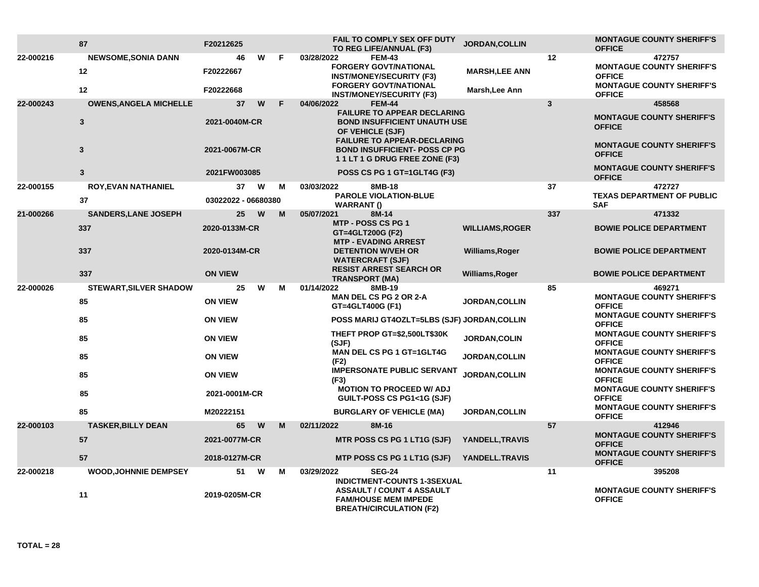| | | | | | | | | | |
|---|---|---|---|---|---|---|---|---|---|
| | 87 | F20212625 | | | | FAIL TO COMPLY SEX OFF DUTY TO REG LIFE/ANNUAL (F3) | JORDAN,COLLIN | | MONTAGUE COUNTY SHERIFF'S OFFICE |
| 22-000216 | NEWSOME,SONIA DANN | 46 | W | F | 03/28/2022 | FEM-43 | | 12 | 472757 |
| | 12 | F20222667 | | | | FORGERY GOVT/NATIONAL INST/MONEY/SECURITY (F3) | MARSH,LEE ANN | | MONTAGUE COUNTY SHERIFF'S OFFICE |
| | 12 | F20222668 | | | | FORGERY GOVT/NATIONAL INST/MONEY/SECURITY (F3) | Marsh,Lee Ann | | MONTAGUE COUNTY SHERIFF'S OFFICE |
| 22-000243 | OWENS,ANGELA MICHELLE | 37 | W | F | 04/06/2022 | FEM-44 | | 3 | 458568 |
| | 3 | 2021-0040M-CR | | | | FAILURE TO APPEAR DECLARING BOND INSUFFICIENT UNAUTH USE OF VEHICLE (SJF) | | | MONTAGUE COUNTY SHERIFF'S OFFICE |
| | 3 | 2021-0067M-CR | | | | FAILURE TO APPEAR-DECLARING BOND INSUFFICIENT- POSS CP PG 1 1 LT 1 G DRUG FREE ZONE (F3) | | | MONTAGUE COUNTY SHERIFF'S OFFICE |
| | 3 | 2021FW003085 | | | | POSS CS PG 1 GT=1GLT4G (F3) | | | MONTAGUE COUNTY SHERIFF'S OFFICE |
| 22-000155 | ROY,EVAN NATHANIEL | 37 | W | M | 03/03/2022 | 8MB-18 | | 37 | 472727 |
| | 37 | 03022022 - 06680380 | | | | PAROLE VIOLATION-BLUE WARRANT () | | | TEXAS DEPARTMENT OF PUBLIC SAF |
| 21-000266 | SANDERS,LANE JOSEPH | 25 | W | M | 05/07/2021 | 8M-14 | | 337 | 471332 |
| | 337 | 2020-0133M-CR | | | | MTP - POSS CS PG 1 GT=4GLT200G (F2) | WILLIAMS,ROGER | | BOWIE POLICE DEPARTMENT |
| | 337 | 2020-0134M-CR | | | | MTP - EVADING ARREST DETENTION W/VEH OR WATERCRAFT (SJF) | Williams,Roger | | BOWIE POLICE DEPARTMENT |
| | 337 | ON VIEW | | | | RESIST ARREST SEARCH OR TRANSPORT (MA) | Williams,Roger | | BOWIE POLICE DEPARTMENT |
| 22-000026 | STEWART,SILVER SHADOW | 25 | W | M | 01/14/2022 | 8MB-19 | | 85 | 469271 |
| | 85 | ON VIEW | | | | MAN DEL CS PG 2 OR 2-A GT=4GLT400G (F1) | JORDAN,COLLIN | | MONTAGUE COUNTY SHERIFF'S OFFICE |
| | 85 | ON VIEW | | | | POSS MARIJ GT4OZLT=5LBS (SJF) | JORDAN,COLLIN | | MONTAGUE COUNTY SHERIFF'S OFFICE |
| | 85 | ON VIEW | | | | THEFT PROP GT=$2,500LT$30K (SJF) | JORDAN,COLIN | | MONTAGUE COUNTY SHERIFF'S OFFICE |
| | 85 | ON VIEW | | | | MAN DEL CS PG 1 GT=1GLT4G (F2) | JORDAN,COLLIN | | MONTAGUE COUNTY SHERIFF'S OFFICE |
| | 85 | ON VIEW | | | | IMPERSONATE PUBLIC SERVANT (F3) | JORDAN,COLLIN | | MONTAGUE COUNTY SHERIFF'S OFFICE |
| | 85 | 2021-0001M-CR | | | | MOTION TO PROCEED W/ ADJ GUILT-POSS CS PG1<1G (SJF) | | | MONTAGUE COUNTY SHERIFF'S OFFICE |
| | 85 | M20222151 | | | | BURGLARY OF VEHICLE (MA) | JORDAN,COLLIN | | MONTAGUE COUNTY SHERIFF'S OFFICE |
| 22-000103 | TASKER,BILLY DEAN | 65 | W | M | 02/11/2022 | 8M-16 | | 57 | 412946 |
| | 57 | 2021-0077M-CR | | | | MTR POSS CS PG 1 LT1G (SJF) | YANDELL,TRAVIS | | MONTAGUE COUNTY SHERIFF'S OFFICE |
| | 57 | 2018-0127M-CR | | | | MTP POSS CS PG 1 LT1G (SJF) | YANDELL.TRAVIS | | MONTAGUE COUNTY SHERIFF'S OFFICE |
| 22-000218 | WOOD,JOHNNIE DEMPSEY | 51 | W | M | 03/29/2022 | SEG-24 | | 11 | 395208 |
| | 11 | 2019-0205M-CR | | | | INDICTMENT-COUNTS 1-3SEXUAL ASSAULT / COUNT 4 ASSAULT FAM/HOUSE MEM IMPEDE BREATH/CIRCULATION (F2) | | | MONTAGUE COUNTY SHERIFF'S OFFICE |

**TOTAL = 28**